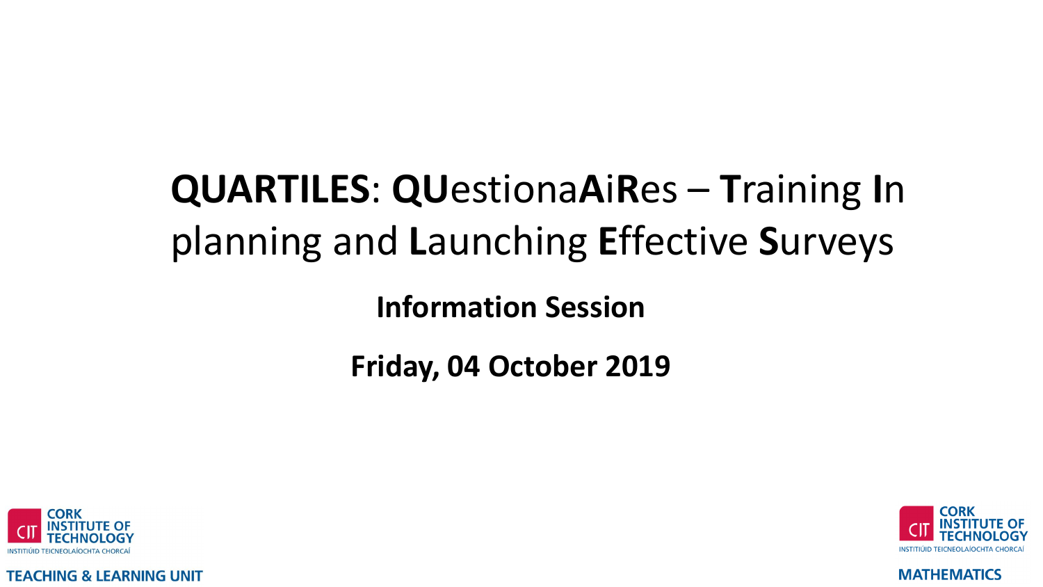# **QUARTILES**: **QU**estiona**A**i**R**es – **T**raining **I**n planning and **L**aunching **E**ffective **S**urveys

**Information Session**

**Friday, 04 October 2019**

CORK INSTITUTE OF TECHNOLOGY
INSTITIÚID TEICNEOLAÍOCHTA CHORCAÍ
TEACHING & LEARNING UNIT

CORK INSTITUTE OF TECHNOLOGY
INSTITIÚID TEICNEOLAÍOCHTA CHORCAÍ
MATHEMATICS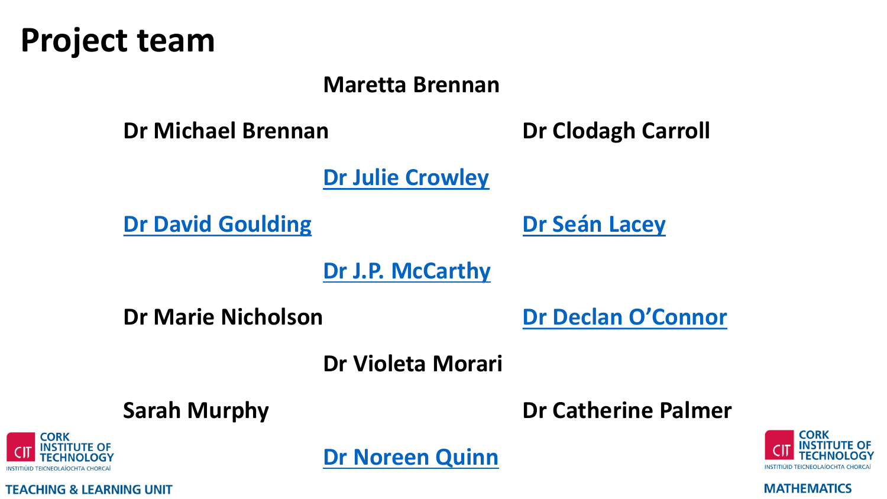# Project team

Maretta Brennan

Dr Michael Brennan

Dr Clodagh Carroll

Dr Julie Crowley

Dr David Goulding

Dr Seán Lacey

Dr J.P. McCarthy

Dr Marie Nicholson

Dr Declan O'Connor

Dr Violeta Morari

Sarah Murphy

Dr Catherine Palmer

Dr Noreen Quinn

CORK INSTITUTE OF TECHNOLOGY
INSTITIÚID TEICNEOLAÍOCHTA CHORCAÍ
TEACHING & LEARNING UNIT

CORK INSTITUTE OF TECHNOLOGY
INSTITIÚID TEICNEOLAÍOCHTA CHORCAÍ
MATHEMATICS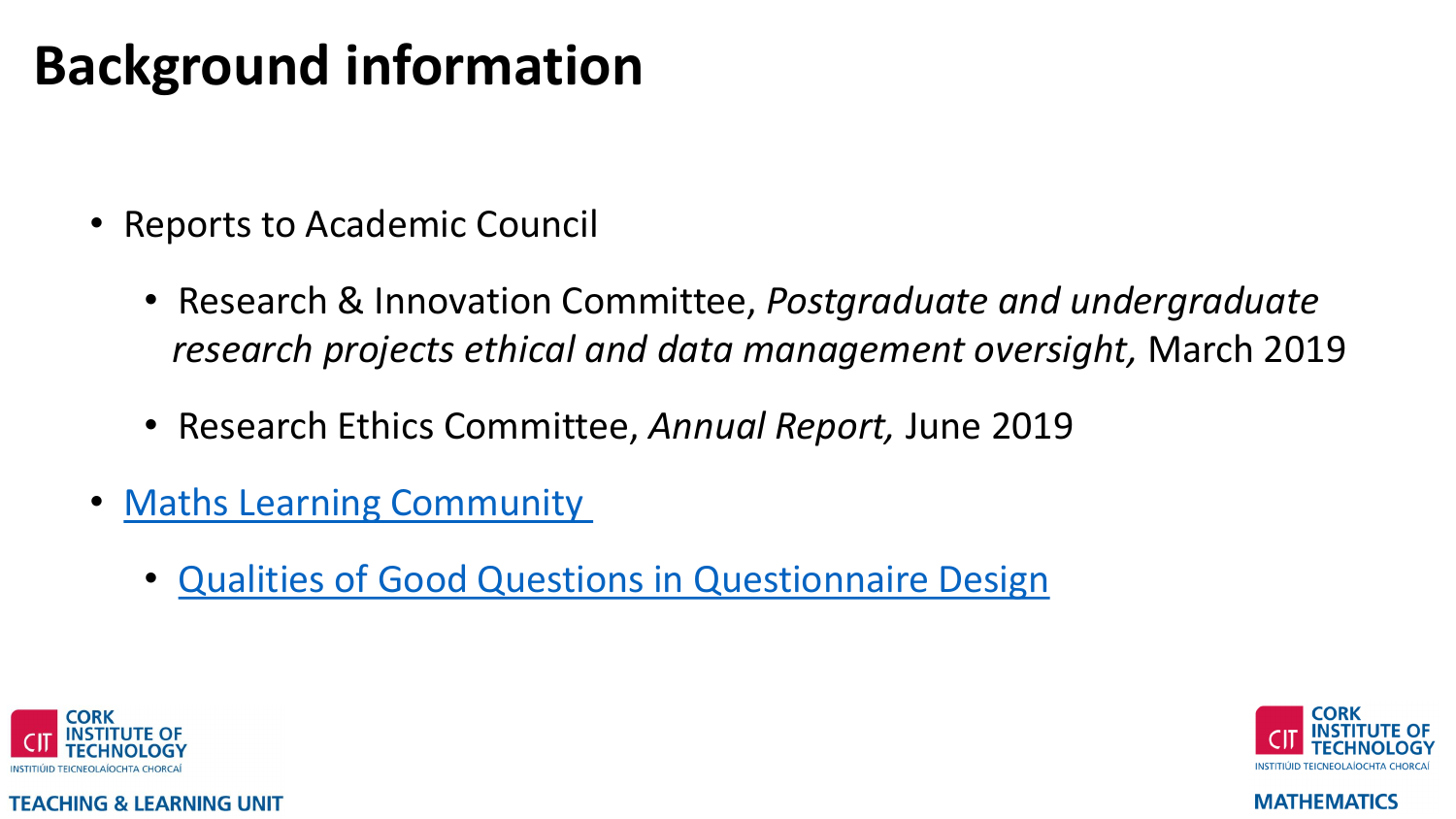# Background information

- Reports to Academic Council
  - Research & Innovation Committee, *Postgraduate and undergraduate research projects ethical and data management oversight,* March 2019
  - Research Ethics Committee, *Annual Report,* June 2019
- Maths Learning Community
  - Qualities of Good Questions in Questionnaire Design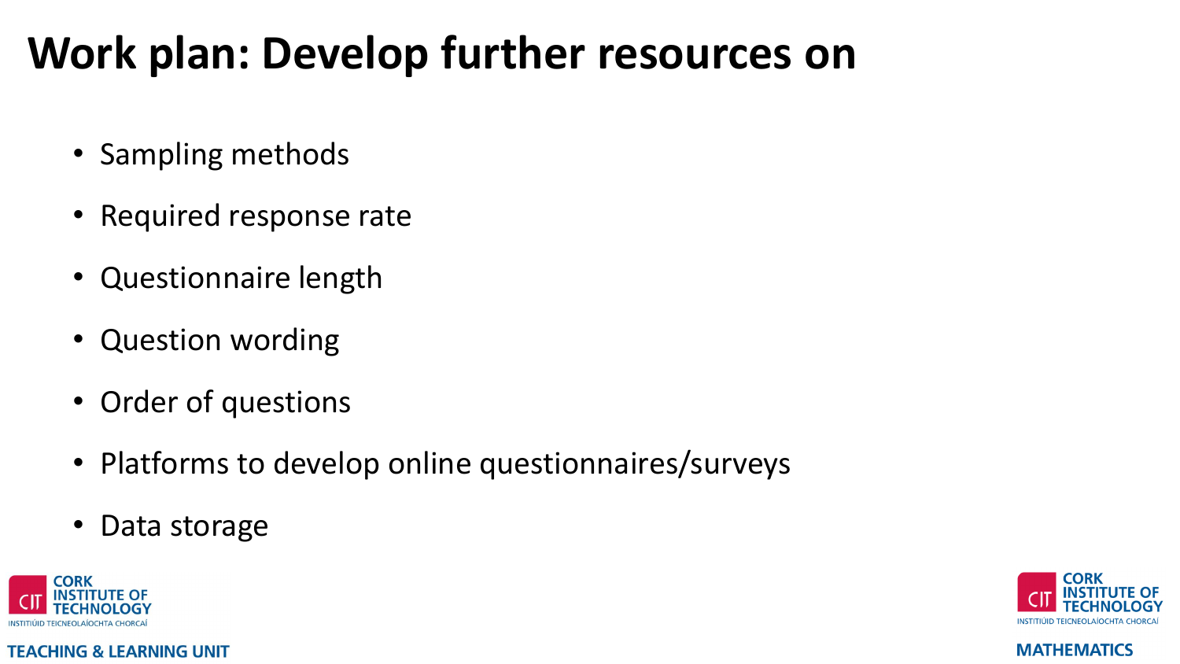# Work plan: Develop further resources on

- Sampling methods
- Required response rate
- Questionnaire length
- Question wording
- Order of questions
- Platforms to develop online questionnaires/surveys
- Data storage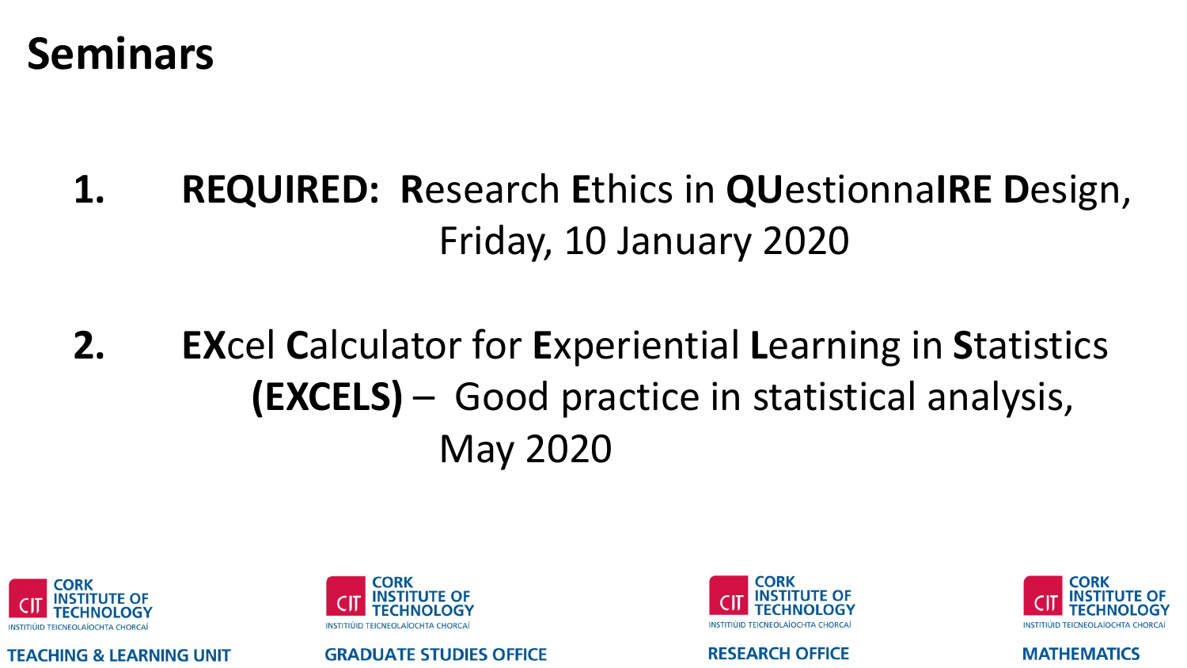# Seminars

1. **REQUIRED:** **R**esearch **E**thics in **QU**estionna**IRE** **D**esign, Friday, 10 January 2020

2. **EX**cel **C**alculator for **E**xperiential **L**earning in **S**tatistics **(EXCELS)** – Good practice in statistical analysis, May 2020

CORK INSTITUTE OF TECHNOLOGY – INSTITIÚID TEICNEOLAÍOCHTA CHORCAÍ – TEACHING & LEARNING UNIT

CORK INSTITUTE OF TECHNOLOGY – INSTITIÚID TEICNEOLAÍOCHTA CHORCAÍ – GRADUATE STUDIES OFFICE

CORK INSTITUTE OF TECHNOLOGY – INSTITIÚID TEICNEOLAÍOCHTA CHORCAÍ – RESEARCH OFFICE

CORK INSTITUTE OF TECHNOLOGY – INSTITIÚID TEICNEOLAÍOCHTA CHORCAÍ – MATHEMATICS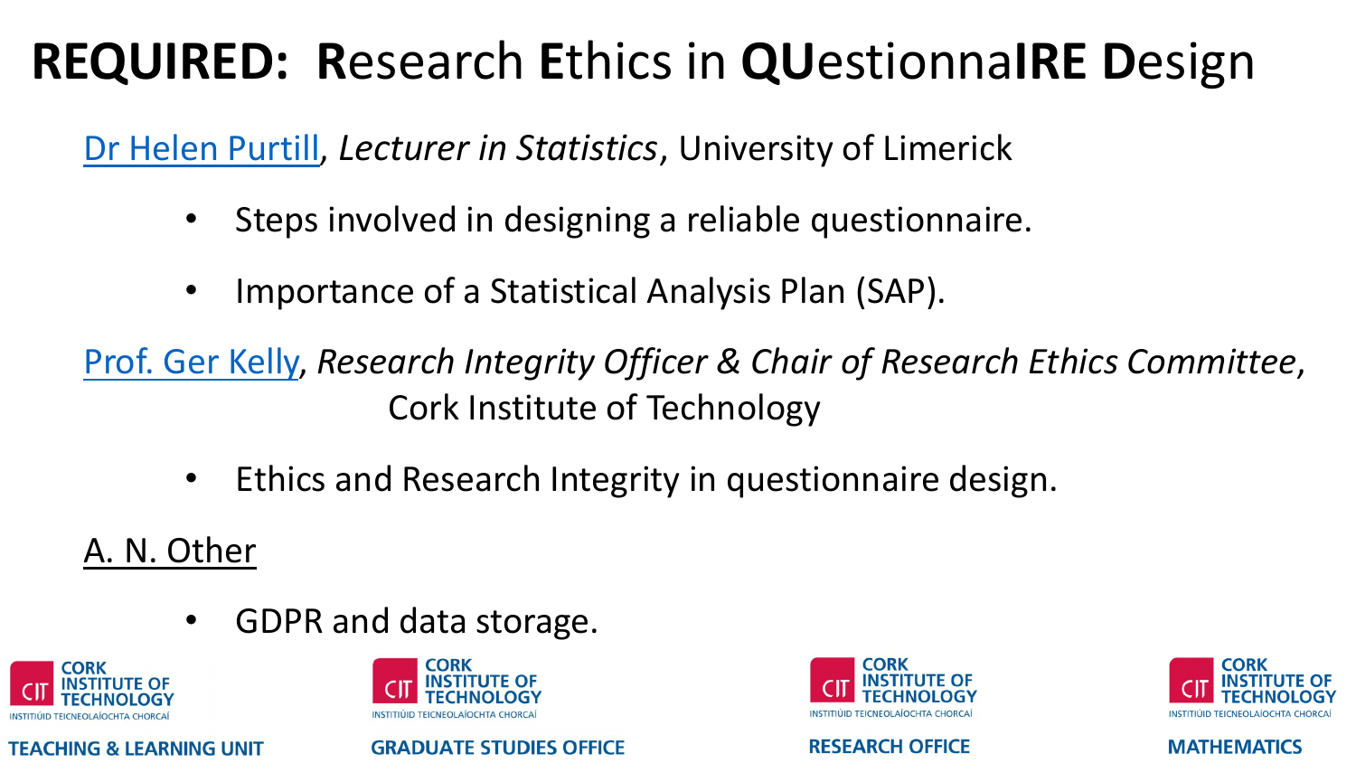# REQUIRED: **R**esearch **E**thics in **QU**estionna**IRE** **D**esign

[Dr Helen Purtill](), *Lecturer in Statistics*, University of Limerick

- Steps involved in designing a reliable questionnaire.
- Importance of a Statistical Analysis Plan (SAP).

[Prof. Ger Kelly](), *Research Integrity Officer & Chair of Research Ethics Committee*, Cork Institute of Technology

- Ethics and Research Integrity in questionnaire design.

A. N. Other

- GDPR and data storage.

CORK INSTITUTE OF TECHNOLOGY — INSTITIÚID TEICNEOLAÍOCHTA CHORCAÍ — TEACHING & LEARNING UNIT

CORK INSTITUTE OF TECHNOLOGY — INSTITIÚID TEICNEOLAÍOCHTA CHORCAÍ — GRADUATE STUDIES OFFICE

CORK INSTITUTE OF TECHNOLOGY — INSTITIÚID TEICNEOLAÍOCHTA CHORCAÍ — RESEARCH OFFICE

CORK INSTITUTE OF TECHNOLOGY — INSTITIÚID TEICNEOLAÍOCHTA CHORCAÍ — MATHEMATICS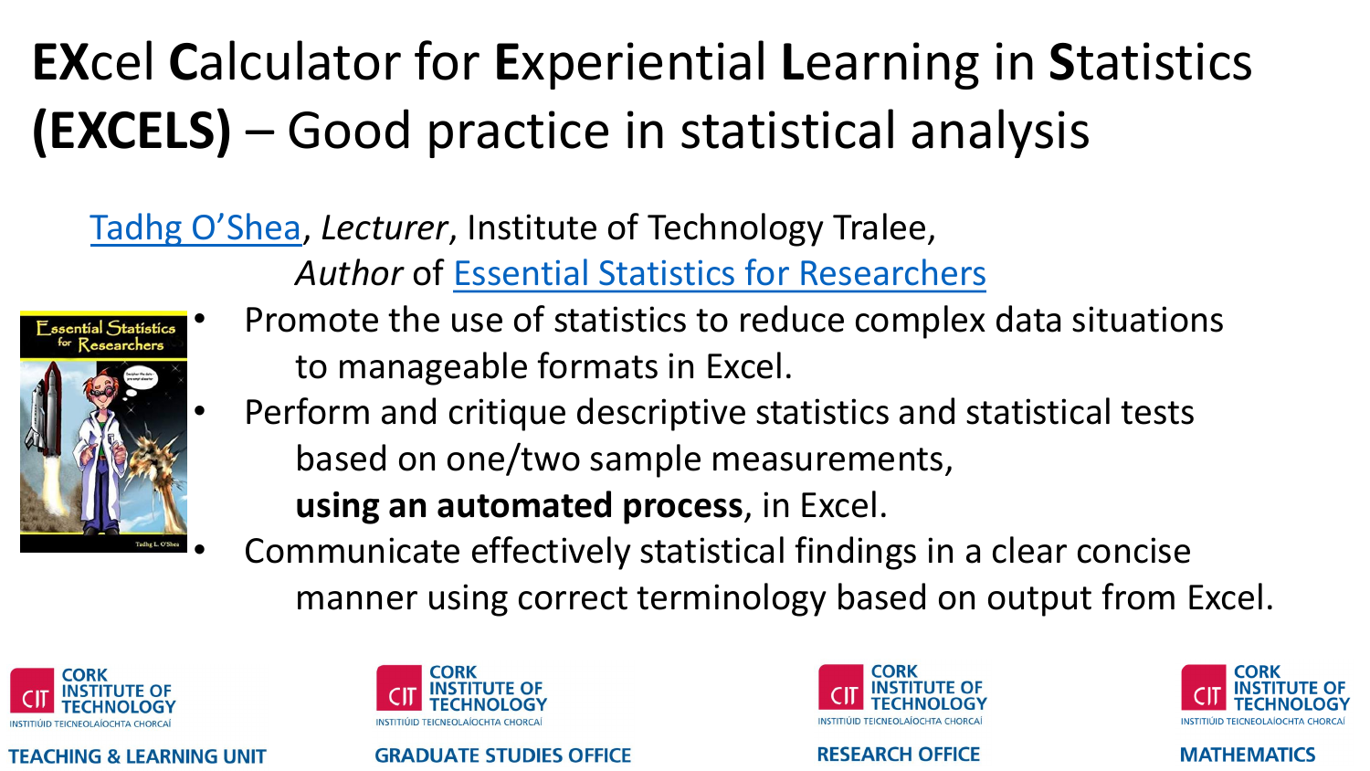# **EX**cel **C**alculator for **E**xperiential **L**earning in **S**tatistics **(EXCELS)** – Good practice in statistical analysis

Tadhg O'Shea, *Lecturer*, Institute of Technology Tralee,
*Author* of Essential Statistics for Researchers

- Promote the use of statistics to reduce complex data situations to manageable formats in Excel.
- Perform and critique descriptive statistics and statistical tests based on one/two sample measurements, **using an automated process**, in Excel.
- Communicate effectively statistical findings in a clear concise manner using correct terminology based on output from Excel.

CORK INSTITUTE OF TECHNOLOGY – INSTITIÚID TEICNEOLAÍOCHTA CHORCAÍ – TEACHING & LEARNING UNIT

CORK INSTITUTE OF TECHNOLOGY – INSTITIÚID TEICNEOLAÍOCHTA CHORCAÍ – GRADUATE STUDIES OFFICE

CORK INSTITUTE OF TECHNOLOGY – INSTITIÚID TEICNEOLAÍOCHTA CHORCAÍ – RESEARCH OFFICE

CORK INSTITUTE OF TECHNOLOGY – INSTITIÚID TEICNEOLAÍOCHTA CHORCAÍ – MATHEMATICS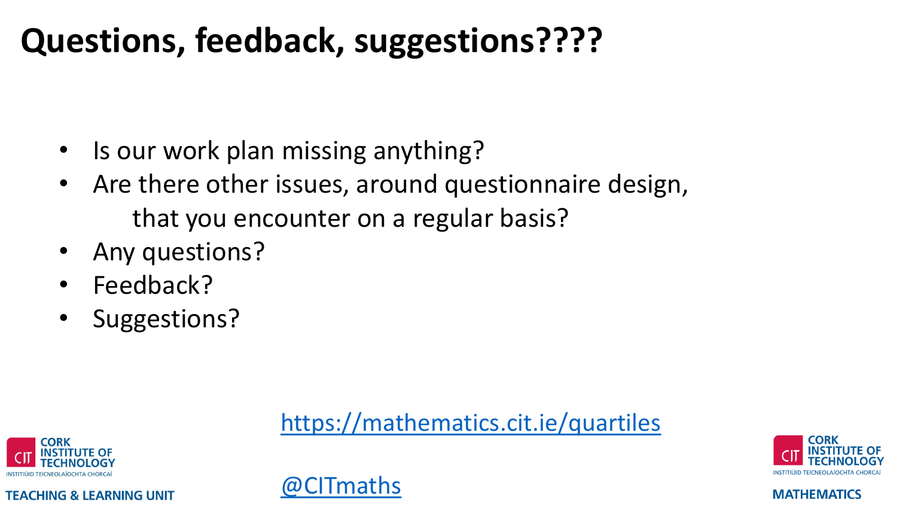# Questions, feedback, suggestions????

- Is our work plan missing anything?
- Are there other issues, around questionnaire design, that you encounter on a regular basis?
- Any questions?
- Feedback?
- Suggestions?

https://mathematics.cit.ie/quartiles

@CITmaths

CORK INSTITUTE OF TECHNOLOGY
INSTITIÚID TEICNEOLAÍOCHTA CHORCAÍ
TEACHING & LEARNING UNIT

CORK INSTITUTE OF TECHNOLOGY
INSTITIÚID TEICNEOLAÍOCHTA CHORCAÍ
MATHEMATICS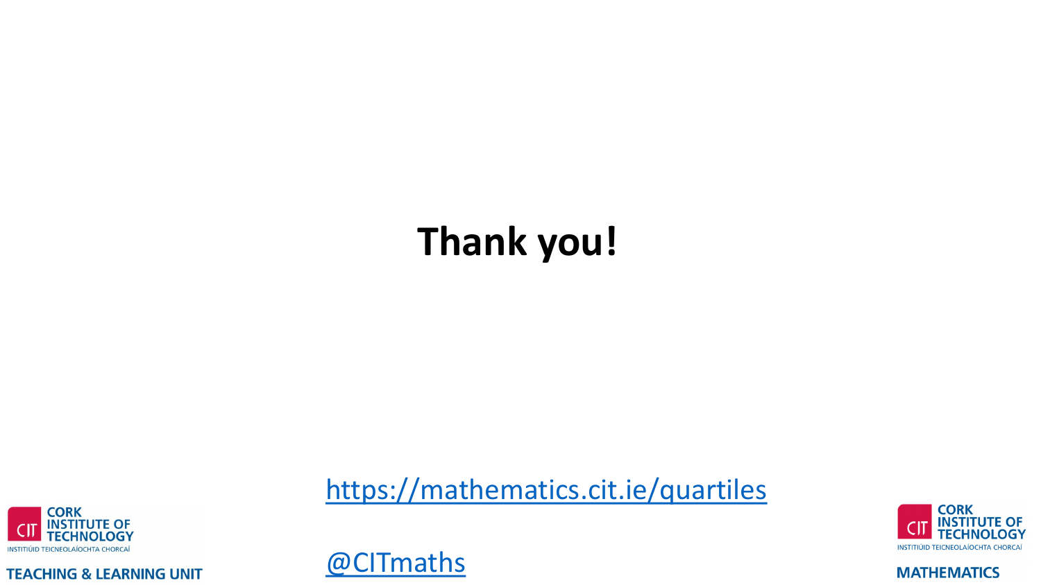**Thank you!**

https://mathematics.cit.ie/quartiles

@CITmaths

CORK INSTITUTE OF TECHNOLOGY
INSTITIÚID TEICNEOLAÍOCHTA CHORCAÍ
TEACHING & LEARNING UNIT

CORK INSTITUTE OF TECHNOLOGY
INSTITIÚID TEICNEOLAÍOCHTA CHORCAÍ
MATHEMATICS